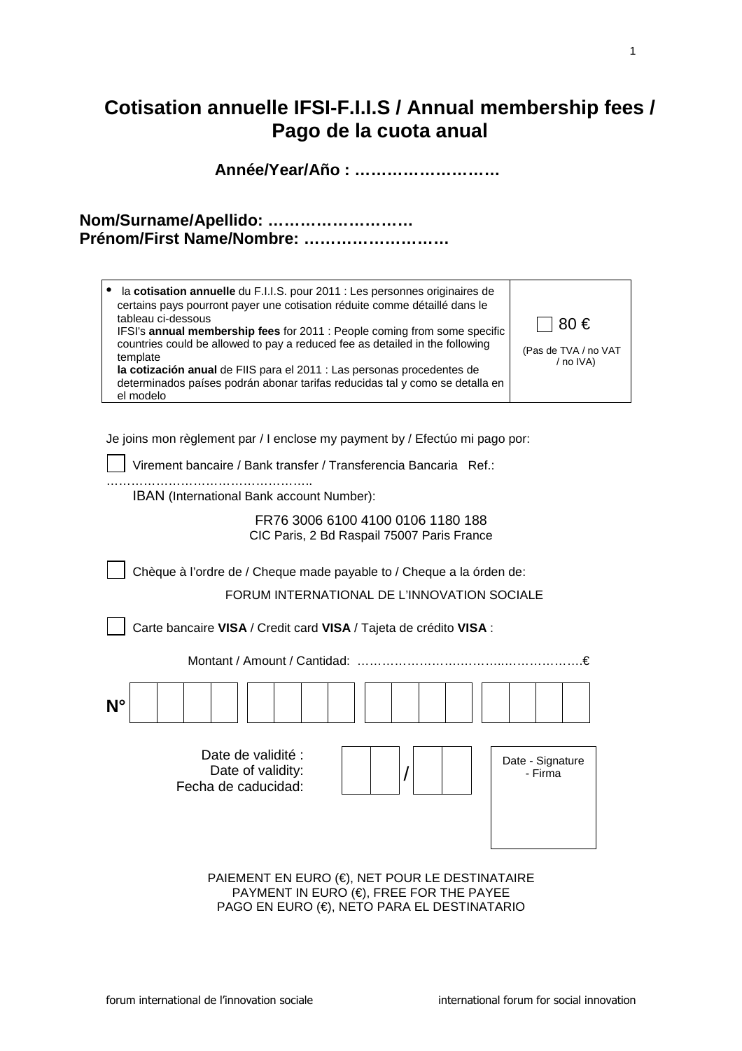# Cotisation annuelle IFSI-F.I.I.S / Annual membership fees / Pago de la cuota anual

**Année/Year/Año : ………………………**

**Nom/Surname/Apellido: ………………………**
**Prénom/First Name/Nombre: ………………………**

| | |
|---|---|
| • la **cotisation annuelle** du F.I.I.S. pour 2011 : Les personnes originaires de certains pays pourront payer une cotisation réduite comme détaillé dans le tableau ci-dessous<br>IFSI's **annual membership fees** for 2011 : People coming from some specific countries could be allowed to pay a reduced fee as detailed in the following template<br>**la cotización anual** de FIIS para el 2011 : Las personas procedentes de determinados países podrán abonar tarifas reducidas tal y como se detalla en el modelo | ☐ 80 €<br>(Pas de TVA / no VAT / no IVA) |

Je joins mon règlement par / I enclose my payment by / Efectúo mi pago por:

☐ Virement bancaire / Bank transfer / Transferencia Bancaria Ref.: …………………………………………..

IBAN (International Bank account Number):

FR76 3006 6100 4100 0106 1180 188
CIC Paris, 2 Bd Raspail 75007 Paris France

☐ Chèque à l'ordre de / Cheque made payable to / Cheque a la órden de:

FORUM INTERNATIONAL DE L'INNOVATION SOCIALE

☐ Carte bancaire **VISA** / Credit card **VISA** / Tajeta de crédito **VISA** :

Montant / Amount / Cantidad: ……………………………………………………€

**N°** ☐☐☐☐ ☐☐☐☐ ☐☐☐☐ ☐☐☐☐

Date de validité :
Date of validity:
Fecha de caducidad: ☐☐ / ☐☐

Date - Signature - Firma

PAIEMENT EN EURO (€), NET POUR LE DESTINATAIRE
PAYMENT IN EURO (€), FREE FOR THE PAYEE
PAGO EN EURO (€), NETO PARA EL DESTINATARIO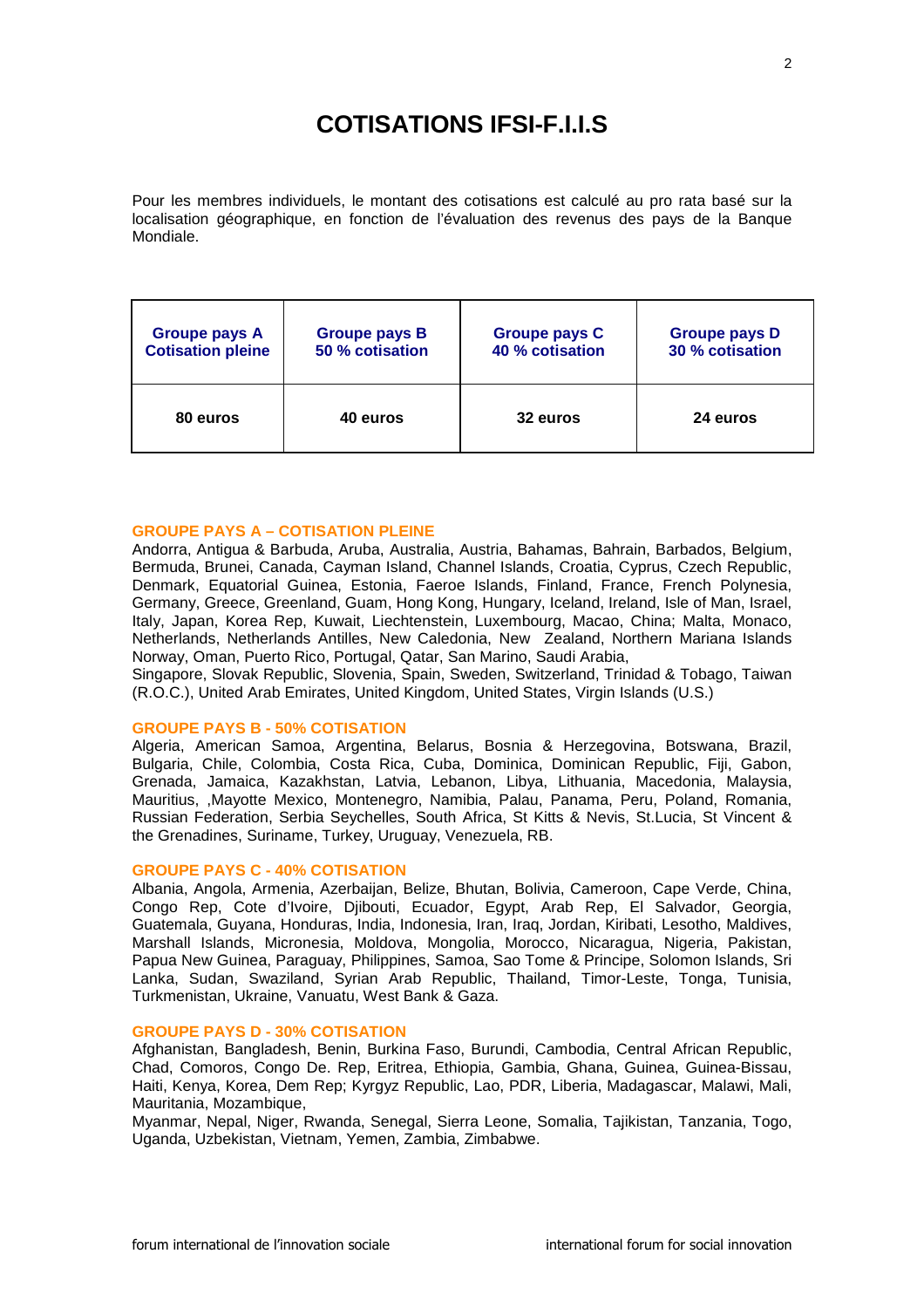# COTISATIONS IFSI-F.I.I.S

Pour les membres individuels, le montant des cotisations est calculé au pro rata basé sur la localisation géographique, en fonction de l'évaluation des revenus des pays de la Banque Mondiale.

| Groupe pays A Cotisation pleine | Groupe pays B 50 % cotisation | Groupe pays C 40 % cotisation | Groupe pays D 30 % cotisation |
|---|---|---|---|
| 80 euros | 40 euros | 32 euros | 24 euros |

### GROUPE PAYS A – COTISATION PLEINE

Andorra, Antigua & Barbuda, Aruba, Australia, Austria, Bahamas, Bahrain, Barbados, Belgium, Bermuda, Brunei, Canada, Cayman Island, Channel Islands, Croatia, Cyprus, Czech Republic, Denmark, Equatorial Guinea, Estonia, Faeroe Islands, Finland, France, French Polynesia, Germany, Greece, Greenland, Guam, Hong Kong, Hungary, Iceland, Ireland, Isle of Man, Israel, Italy, Japan, Korea Rep, Kuwait, Liechtenstein, Luxembourg, Macao, China; Malta, Monaco, Netherlands, Netherlands Antilles, New Caledonia, New Zealand, Northern Mariana Islands Norway, Oman, Puerto Rico, Portugal, Qatar, San Marino, Saudi Arabia,
Singapore, Slovak Republic, Slovenia, Spain, Sweden, Switzerland, Trinidad & Tobago, Taiwan (R.O.C.), United Arab Emirates, United Kingdom, United States, Virgin Islands (U.S.)

### GROUPE PAYS B - 50% COTISATION

Algeria, American Samoa, Argentina, Belarus, Bosnia & Herzegovina, Botswana, Brazil, Bulgaria, Chile, Colombia, Costa Rica, Cuba, Dominica, Dominican Republic, Fiji, Gabon, Grenada, Jamaica, Kazakhstan, Latvia, Lebanon, Libya, Lithuania, Macedonia, Malaysia, Mauritius, ,Mayotte Mexico, Montenegro, Namibia, Palau, Panama, Peru, Poland, Romania, Russian Federation, Serbia Seychelles, South Africa, St Kitts & Nevis, St.Lucia, St Vincent & the Grenadines, Suriname, Turkey, Uruguay, Venezuela, RB.

### GROUPE PAYS C - 40% COTISATION

Albania, Angola, Armenia, Azerbaijan, Belize, Bhutan, Bolivia, Cameroon, Cape Verde, China, Congo Rep, Cote d'Ivoire, Djibouti, Ecuador, Egypt, Arab Rep, El Salvador, Georgia, Guatemala, Guyana, Honduras, India, Indonesia, Iran, Iraq, Jordan, Kiribati, Lesotho, Maldives, Marshall Islands, Micronesia, Moldova, Mongolia, Morocco, Nicaragua, Nigeria, Pakistan, Papua New Guinea, Paraguay, Philippines, Samoa, Sao Tome & Principe, Solomon Islands, Sri Lanka, Sudan, Swaziland, Syrian Arab Republic, Thailand, Timor-Leste, Tonga, Tunisia, Turkmenistan, Ukraine, Vanuatu, West Bank & Gaza.

### GROUPE PAYS D - 30% COTISATION

Afghanistan, Bangladesh, Benin, Burkina Faso, Burundi, Cambodia, Central African Republic, Chad, Comoros, Congo De. Rep, Eritrea, Ethiopia, Gambia, Ghana, Guinea, Guinea-Bissau, Haiti, Kenya, Korea, Dem Rep; Kyrgyz Republic, Lao, PDR, Liberia, Madagascar, Malawi, Mali, Mauritania, Mozambique,
Myanmar, Nepal, Niger, Rwanda, Senegal, Sierra Leone, Somalia, Tajikistan, Tanzania, Togo, Uganda, Uzbekistan, Vietnam, Yemen, Zambia, Zimbabwe.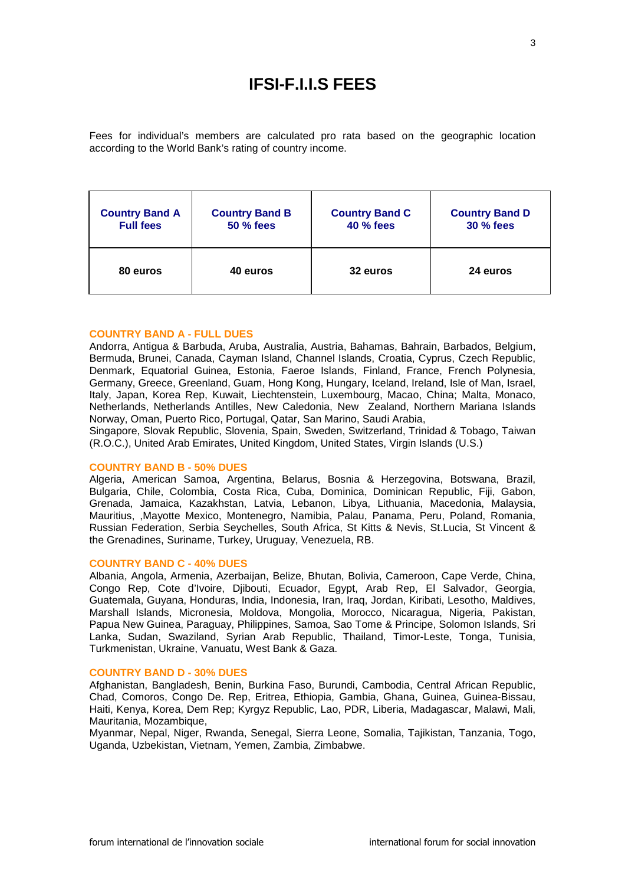# IFSI-F.I.I.S FEES

Fees for individual's members are calculated pro rata based on the geographic location according to the World Bank's rating of country income.

| Country Band A Full fees | Country Band B 50 % fees | Country Band C 40 % fees | Country Band D 30 % fees |
|---|---|---|---|
| 80 euros | 40 euros | 32 euros | 24 euros |

**COUNTRY BAND A - FULL DUES**

Andorra, Antigua & Barbuda, Aruba, Australia, Austria, Bahamas, Bahrain, Barbados, Belgium, Bermuda, Brunei, Canada, Cayman Island, Channel Islands, Croatia, Cyprus, Czech Republic, Denmark, Equatorial Guinea, Estonia, Faeroe Islands, Finland, France, French Polynesia, Germany, Greece, Greenland, Guam, Hong Kong, Hungary, Iceland, Ireland, Isle of Man, Israel, Italy, Japan, Korea Rep, Kuwait, Liechtenstein, Luxembourg, Macao, China; Malta, Monaco, Netherlands, Netherlands Antilles, New Caledonia, New Zealand, Northern Mariana Islands Norway, Oman, Puerto Rico, Portugal, Qatar, San Marino, Saudi Arabia,
Singapore, Slovak Republic, Slovenia, Spain, Sweden, Switzerland, Trinidad & Tobago, Taiwan (R.O.C.), United Arab Emirates, United Kingdom, United States, Virgin Islands (U.S.)

**COUNTRY BAND B - 50% DUES**

Algeria, American Samoa, Argentina, Belarus, Bosnia & Herzegovina, Botswana, Brazil, Bulgaria, Chile, Colombia, Costa Rica, Cuba, Dominica, Dominican Republic, Fiji, Gabon, Grenada, Jamaica, Kazakhstan, Latvia, Lebanon, Libya, Lithuania, Macedonia, Malaysia, Mauritius, ,Mayotte Mexico, Montenegro, Namibia, Palau, Panama, Peru, Poland, Romania, Russian Federation, Serbia Seychelles, South Africa, St Kitts & Nevis, St.Lucia, St Vincent & the Grenadines, Suriname, Turkey, Uruguay, Venezuela, RB.

**COUNTRY BAND C - 40% DUES**

Albania, Angola, Armenia, Azerbaijan, Belize, Bhutan, Bolivia, Cameroon, Cape Verde, China, Congo Rep, Cote d'Ivoire, Djibouti, Ecuador, Egypt, Arab Rep, El Salvador, Georgia, Guatemala, Guyana, Honduras, India, Indonesia, Iran, Iraq, Jordan, Kiribati, Lesotho, Maldives, Marshall Islands, Micronesia, Moldova, Mongolia, Morocco, Nicaragua, Nigeria, Pakistan, Papua New Guinea, Paraguay, Philippines, Samoa, Sao Tome & Principe, Solomon Islands, Sri Lanka, Sudan, Swaziland, Syrian Arab Republic, Thailand, Timor-Leste, Tonga, Tunisia, Turkmenistan, Ukraine, Vanuatu, West Bank & Gaza.

**COUNTRY BAND D - 30% DUES**

Afghanistan, Bangladesh, Benin, Burkina Faso, Burundi, Cambodia, Central African Republic, Chad, Comoros, Congo De. Rep, Eritrea, Ethiopia, Gambia, Ghana, Guinea, Guinea-Bissau, Haiti, Kenya, Korea, Dem Rep; Kyrgyz Republic, Lao, PDR, Liberia, Madagascar, Malawi, Mali, Mauritania, Mozambique,
Myanmar, Nepal, Niger, Rwanda, Senegal, Sierra Leone, Somalia, Tajikistan, Tanzania, Togo, Uganda, Uzbekistan, Vietnam, Yemen, Zambia, Zimbabwe.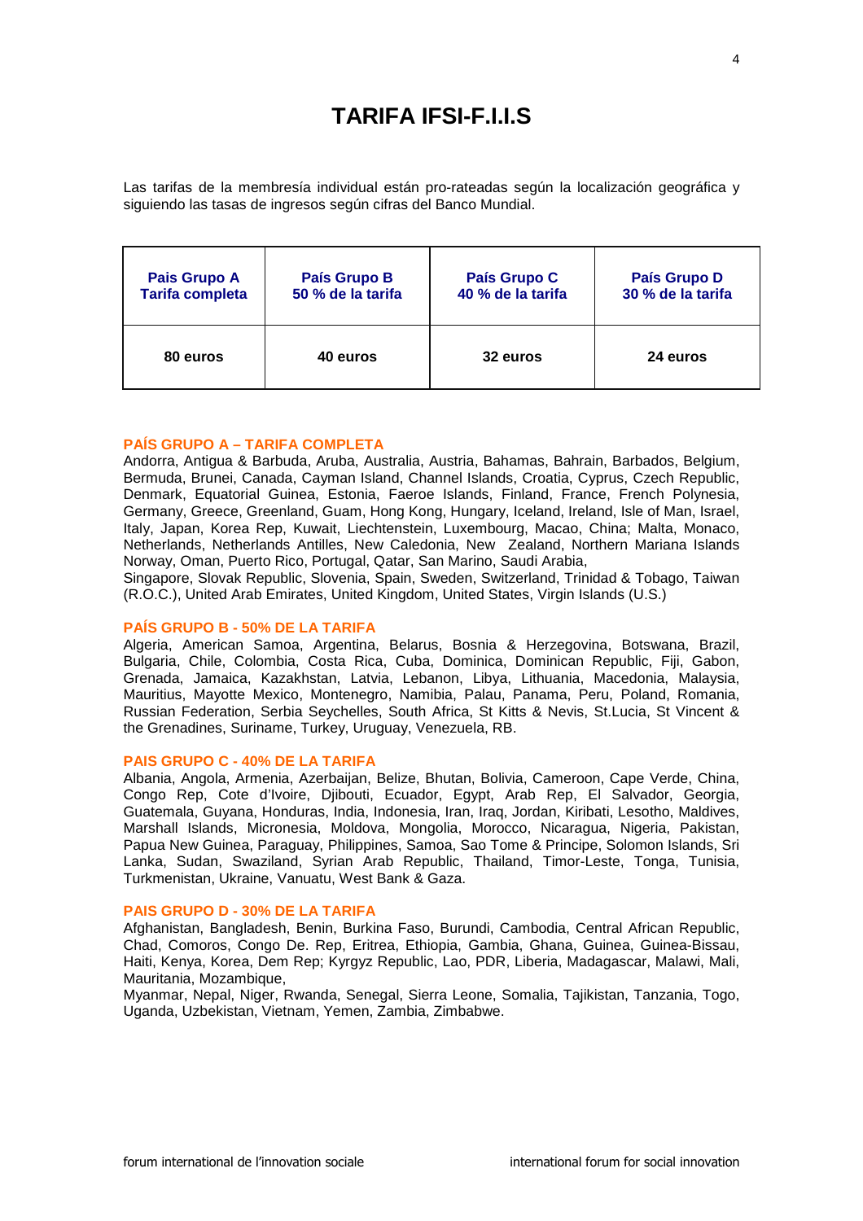# TARIFA IFSI-F.I.I.S

Las tarifas de la membresía individual están pro-rateadas según la localización geográfica y siguiendo las tasas de ingresos según cifras del Banco Mundial.

| Pais Grupo A<br>Tarifa completa | País Grupo B<br>50 % de la tarifa | País Grupo C<br>40 % de la tarifa | País Grupo D<br>30 % de la tarifa |
|---|---|---|---|
| **80 euros** | **40 euros** | **32 euros** | **24 euros** |

**PAÍS GRUPO A – TARIFA COMPLETA**

Andorra, Antigua & Barbuda, Aruba, Australia, Austria, Bahamas, Bahrain, Barbados, Belgium, Bermuda, Brunei, Canada, Cayman Island, Channel Islands, Croatia, Cyprus, Czech Republic, Denmark, Equatorial Guinea, Estonia, Faeroe Islands, Finland, France, French Polynesia, Germany, Greece, Greenland, Guam, Hong Kong, Hungary, Iceland, Ireland, Isle of Man, Israel, Italy, Japan, Korea Rep, Kuwait, Liechtenstein, Luxembourg, Macao, China; Malta, Monaco, Netherlands, Netherlands Antilles, New Caledonia, New Zealand, Northern Mariana Islands Norway, Oman, Puerto Rico, Portugal, Qatar, San Marino, Saudi Arabia,
Singapore, Slovak Republic, Slovenia, Spain, Sweden, Switzerland, Trinidad & Tobago, Taiwan (R.O.C.), United Arab Emirates, United Kingdom, United States, Virgin Islands (U.S.)

**PAÍS GRUPO B - 50% DE LA TARIFA**

Algeria, American Samoa, Argentina, Belarus, Bosnia & Herzegovina, Botswana, Brazil, Bulgaria, Chile, Colombia, Costa Rica, Cuba, Dominica, Dominican Republic, Fiji, Gabon, Grenada, Jamaica, Kazakhstan, Latvia, Lebanon, Libya, Lithuania, Macedonia, Malaysia, Mauritius, Mayotte Mexico, Montenegro, Namibia, Palau, Panama, Peru, Poland, Romania, Russian Federation, Serbia Seychelles, South Africa, St Kitts & Nevis, St.Lucia, St Vincent & the Grenadines, Suriname, Turkey, Uruguay, Venezuela, RB.

**PAIS GRUPO C - 40% DE LA TARIFA**

Albania, Angola, Armenia, Azerbaijan, Belize, Bhutan, Bolivia, Cameroon, Cape Verde, China, Congo Rep, Cote d'Ivoire, Djibouti, Ecuador, Egypt, Arab Rep, El Salvador, Georgia, Guatemala, Guyana, Honduras, India, Indonesia, Iran, Iraq, Jordan, Kiribati, Lesotho, Maldives, Marshall Islands, Micronesia, Moldova, Mongolia, Morocco, Nicaragua, Nigeria, Pakistan, Papua New Guinea, Paraguay, Philippines, Samoa, Sao Tome & Principe, Solomon Islands, Sri Lanka, Sudan, Swaziland, Syrian Arab Republic, Thailand, Timor-Leste, Tonga, Tunisia, Turkmenistan, Ukraine, Vanuatu, West Bank & Gaza.

**PAIS GRUPO D - 30% DE LA TARIFA**

Afghanistan, Bangladesh, Benin, Burkina Faso, Burundi, Cambodia, Central African Republic, Chad, Comoros, Congo De. Rep, Eritrea, Ethiopia, Gambia, Ghana, Guinea, Guinea-Bissau, Haiti, Kenya, Korea, Dem Rep; Kyrgyz Republic, Lao, PDR, Liberia, Madagascar, Malawi, Mali, Mauritania, Mozambique,
Myanmar, Nepal, Niger, Rwanda, Senegal, Sierra Leone, Somalia, Tajikistan, Tanzania, Togo, Uganda, Uzbekistan, Vietnam, Yemen, Zambia, Zimbabwe.